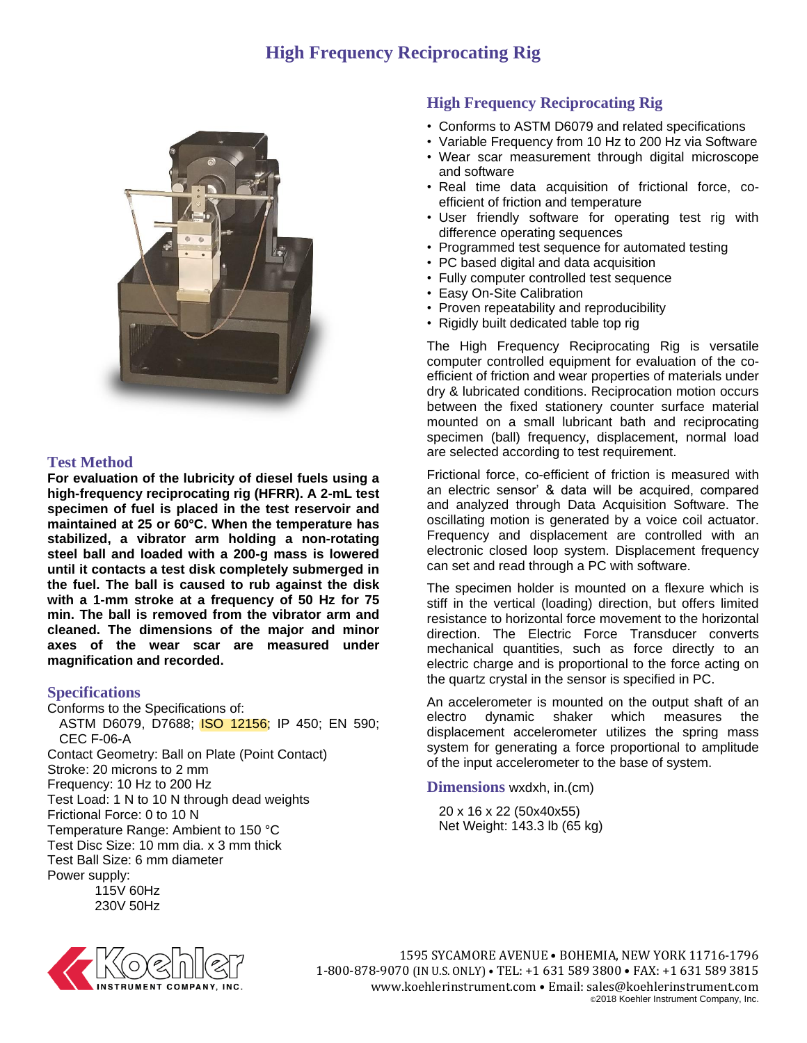# High Frequency Reciprocating Rig

## Test Method

**For evaluation of the lubricity of diesel fuels using a high-frequency reciprocating rig (HFRR). A 2-mL test specimen of fuel is placed in the test reservoir and maintained at 25 or 60°C. When the temperature has stabilized, a vibrator arm holding a non-rotating steel ball and loaded with a 200-g mass is lowered until it contacts a test disk completely submerged in the fuel. The ball is caused to rub against the disk with a 1-mm stroke at a frequency of 50 Hz for 75 min. The ball is removed from the vibrator arm and cleaned. The dimensions of the major and minor axes of the wear scar are measured under magnification and recorded.**

## Specifications

Conforms to the Specifications of:
ASTM D6079, D7688; ISO 12156; IP 450; EN 590; CEC F-06-A
Contact Geometry: Ball on Plate (Point Contact)
Stroke: 20 microns to 2 mm
Frequency: 10 Hz to 200 Hz
Test Load: 1 N to 10 N through dead weights
Frictional Force: 0 to 10 N
Temperature Range: Ambient to 150 °C
Test Disc Size: 10 mm dia. x 3 mm thick
Test Ball Size: 6 mm diameter
Power supply:
115V 60Hz
230V 50Hz

## High Frequency Reciprocating Rig

- Conforms to ASTM D6079 and related specifications
- Variable Frequency from 10 Hz to 200 Hz via Software
- Wear scar measurement through digital microscope and software
- Real time data acquisition of frictional force, co-efficient of friction and temperature
- User friendly software for operating test rig with difference operating sequences
- Programmed test sequence for automated testing
- PC based digital and data acquisition
- Fully computer controlled test sequence
- Easy On-Site Calibration
- Proven repeatability and reproducibility
- Rigidly built dedicated table top rig

The High Frequency Reciprocating Rig is versatile computer controlled equipment for evaluation of the co-efficient of friction and wear properties of materials under dry & lubricated conditions. Reciprocation motion occurs between the fixed stationery counter surface material mounted on a small lubricant bath and reciprocating specimen (ball) frequency, displacement, normal load are selected according to test requirement.

Frictional force, co-efficient of friction is measured with an electric sensor' & data will be acquired, compared and analyzed through Data Acquisition Software. The oscillating motion is generated by a voice coil actuator. Frequency and displacement are controlled with an electronic closed loop system. Displacement frequency can set and read through a PC with software.

The specimen holder is mounted on a flexure which is stiff in the vertical (loading) direction, but offers limited resistance to horizontal force movement to the horizontal direction. The Electric Force Transducer converts mechanical quantities, such as force directly to an electric charge and is proportional to the force acting on the quartz crystal in the sensor is specified in PC.

An accelerometer is mounted on the output shaft of an electro dynamic shaker which measures the displacement accelerometer utilizes the spring mass system for generating a force proportional to amplitude of the input accelerometer to the base of system.

**Dimensions** wxdxh, in.(cm)

20 x 16 x 22 (50x40x55)
Net Weight: 143.3 lb (65 kg)

Koehler INSTRUMENT COMPANY, INC.

1595 SYCAMORE AVENUE • BOHEMIA, NEW YORK 11716-1796
1-800-878-9070 (IN U.S. ONLY) • TEL: +1 631 589 3800 • FAX: +1 631 589 3815
www.koehlerinstrument.com • Email: sales@koehlerinstrument.com
©2018 Koehler Instrument Company, Inc.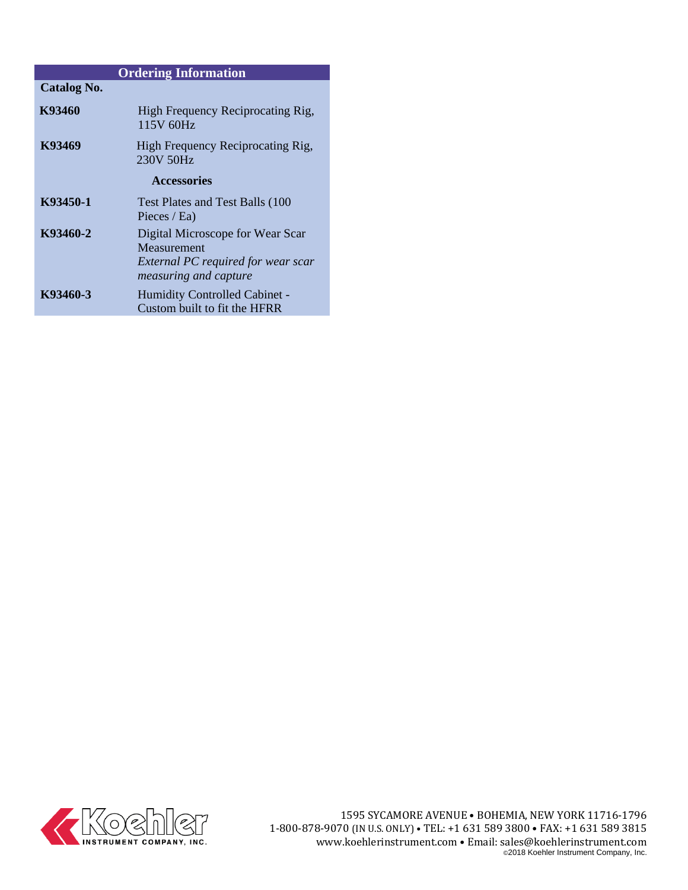## Ordering Information

| Catalog No. | |
|---|---|
| **K93460** | High Frequency Reciprocating Rig, 115V 60Hz |
| **K93469** | High Frequency Reciprocating Rig, 230V 50Hz |
| | **Accessories** |
| **K93450-1** | Test Plates and Test Balls (100 Pieces / Ea) |
| **K93460-2** | Digital Microscope for Wear Scar Measurement *External PC required for wear scar measuring and capture* |
| **K93460-3** | Humidity Controlled Cabinet - Custom built to fit the HFRR |

Koehler INSTRUMENT COMPANY, INC.

1595 SYCAMORE AVENUE • BOHEMIA, NEW YORK 11716-1796
1-800-878-9070 (IN U.S. ONLY) • TEL: +1 631 589 3800 • FAX: +1 631 589 3815
www.koehlerinstrument.com • Email: sales@koehlerinstrument.com
©2018 Koehler Instrument Company, Inc.